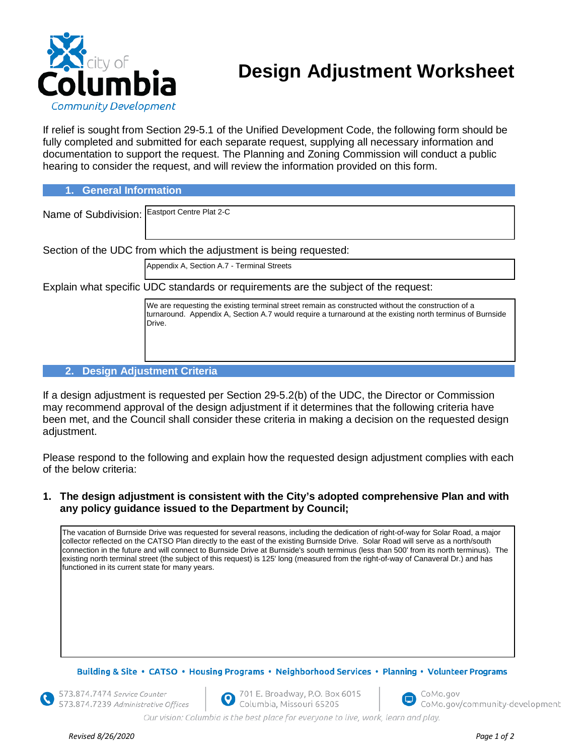# Design Adjustment Worksheet

If relief is sought from Section 29-5.1 of the Unified Development Code, the following form should be fully completed and submitted for each separate request, supplying all necessary information and documentation to support the request. The Planning and Zoning Commission will conduct a public hearing to consider the request, and will review the information provided on this form.

## 1. General Information

Name of Subdivision: Eastport Centre Plat 2-C

Section of the UDC from which the adjustment is being requested:

Appendix A, Section A.7 - Terminal Streets

Explain what specific UDC standards or requirements are the subject of the request:

We are requesting the existing terminal street remain as constructed without the construction of a turnaround. Appendix A, Section A.7 would require a turnaround at the existing north terminus of Burnside Drive.

## 2. Design Adjustment Criteria

If a design adjustment is requested per Section 29-5.2(b) of the UDC, the Director or Commission may recommend approval of the design adjustment if it determines that the following criteria have been met, and the Council shall consider these criteria in making a decision on the requested design adjustment.

Please respond to the following and explain how the requested design adjustment complies with each of the below criteria:

**1. The design adjustment is consistent with the City's adopted comprehensive Plan and with any policy guidance issued to the Department by Council;**

The vacation of Burnside Drive was requested for several reasons, including the dedication of right-of-way for Solar Road, a major collector reflected on the CATSO Plan directly to the east of the existing Burnside Drive. Solar Road will serve as a north/south connection in the future and will connect to Burnside Drive at Burnside's south terminus (less than 500' from its north terminus). The existing north terminal street (the subject of this request) is 125' long (measured from the right-of-way of Canaveral Dr.) and has functioned in its current state for many years.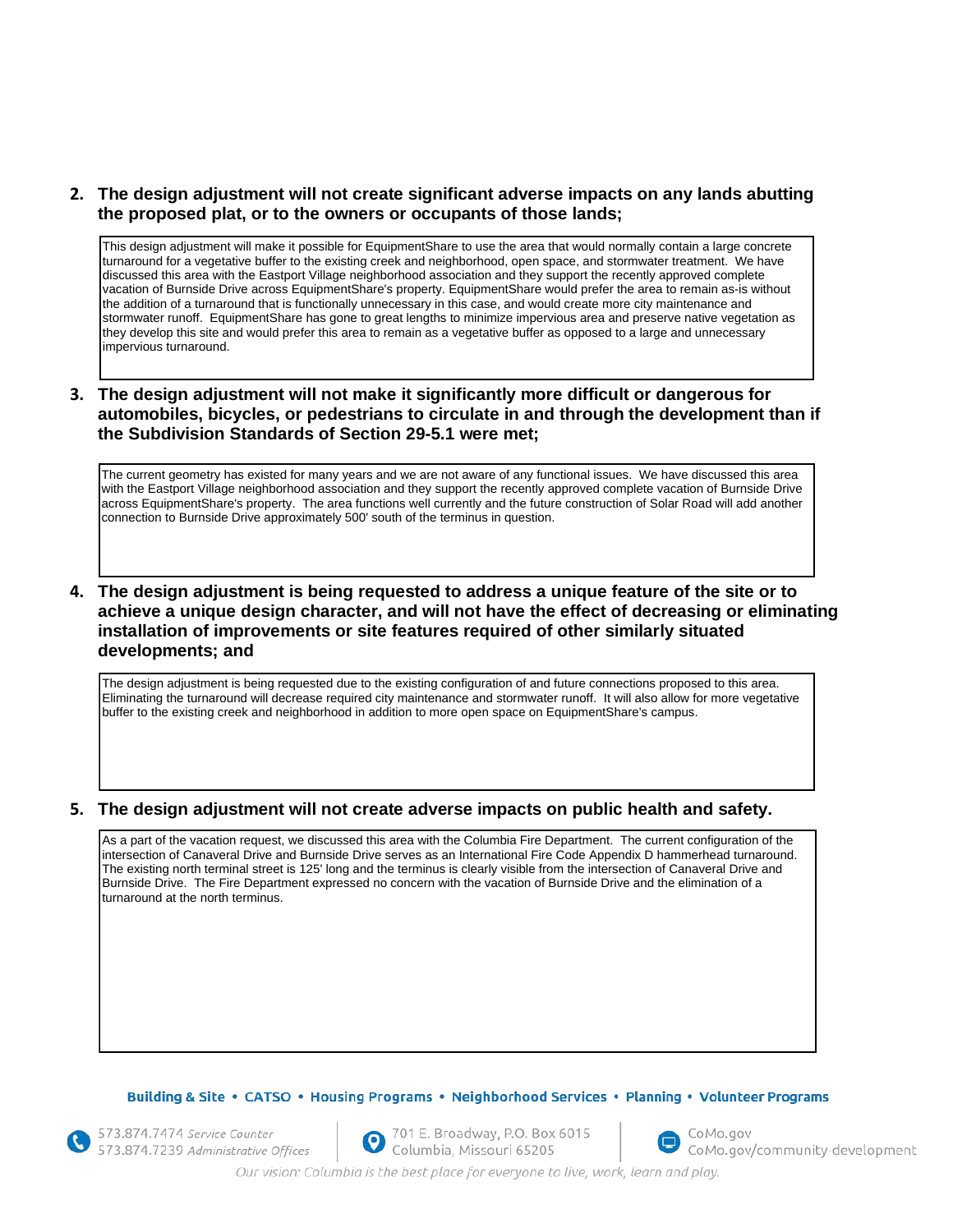**2. The design adjustment will not create significant adverse impacts on any lands abutting the proposed plat, or to the owners or occupants of those lands;**

This design adjustment will make it possible for EquipmentShare to use the area that would normally contain a large concrete turnaround for a vegetative buffer to the existing creek and neighborhood, open space, and stormwater treatment. We have discussed this area with the Eastport Village neighborhood association and they support the recently approved complete vacation of Burnside Drive across EquipmentShare's property. EquipmentShare would prefer the area to remain as-is without the addition of a turnaround that is functionally unnecessary in this case, and would create more city maintenance and stormwater runoff. EquipmentShare has gone to great lengths to minimize impervious area and preserve native vegetation as they develop this site and would prefer this area to remain as a vegetative buffer as opposed to a large and unnecessary impervious turnaround.

**3. The design adjustment will not make it significantly more difficult or dangerous for automobiles, bicycles, or pedestrians to circulate in and through the development than if the Subdivision Standards of Section 29-5.1 were met;**

The current geometry has existed for many years and we are not aware of any functional issues. We have discussed this area with the Eastport Village neighborhood association and they support the recently approved complete vacation of Burnside Drive across EquipmentShare's property. The area functions well currently and the future construction of Solar Road will add another connection to Burnside Drive approximately 500' south of the terminus in question.

**4. The design adjustment is being requested to address a unique feature of the site or to achieve a unique design character, and will not have the effect of decreasing or eliminating installation of improvements or site features required of other similarly situated developments; and**

The design adjustment is being requested due to the existing configuration of and future connections proposed to this area. Eliminating the turnaround will decrease required city maintenance and stormwater runoff. It will also allow for more vegetative buffer to the existing creek and neighborhood in addition to more open space on EquipmentShare's campus.

**5. The design adjustment will not create adverse impacts on public health and safety.**

As a part of the vacation request, we discussed this area with the Columbia Fire Department. The current configuration of the intersection of Canaveral Drive and Burnside Drive serves as an International Fire Code Appendix D hammerhead turnaround. The existing north terminal street is 125' long and the terminus is clearly visible from the intersection of Canaveral Drive and Burnside Drive. The Fire Department expressed no concern with the vacation of Burnside Drive and the elimination of a turnaround at the north terminus.